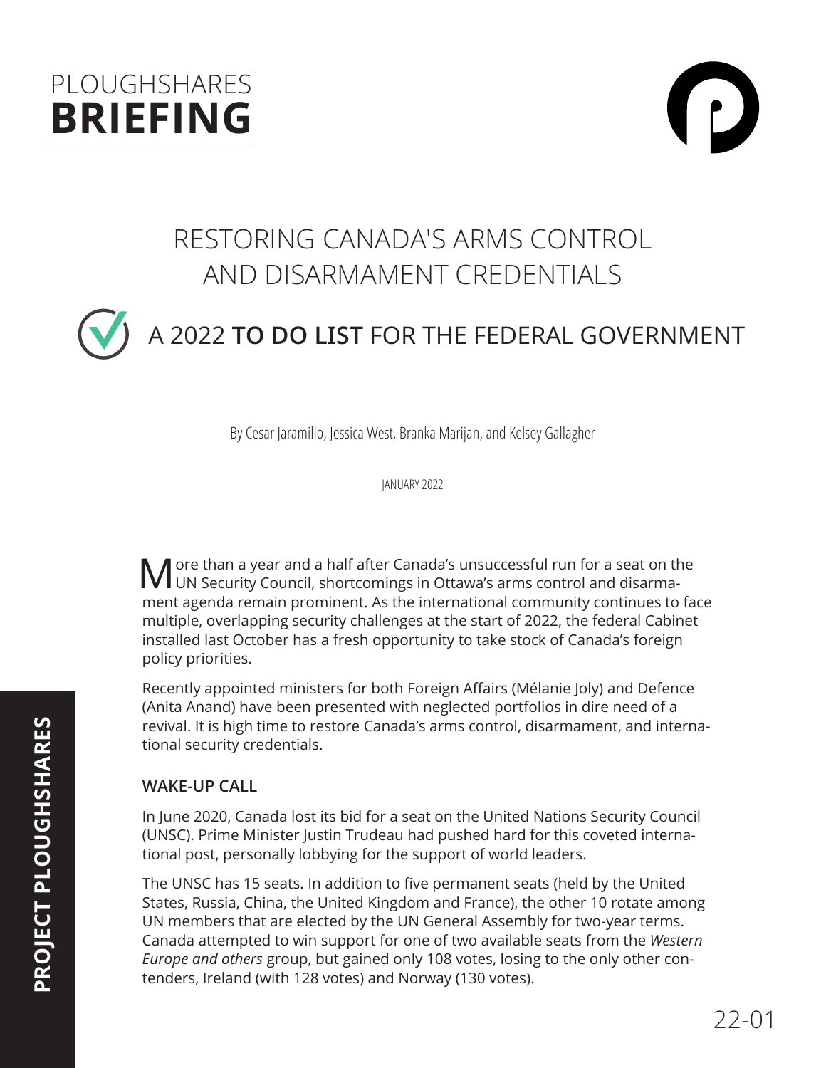PLOUGHSHARES
**BRIEFING**

# RESTORING CANADA'S ARMS CONTROL AND DISARMAMENT CREDENTIALS

## A 2022 **TO DO LIST** FOR THE FEDERAL GOVERNMENT

By Cesar Jaramillo, Jessica West, Branka Marijan, and Kelsey Gallagher

JANUARY 2022

More than a year and a half after Canada's unsuccessful run for a seat on the UN Security Council, shortcomings in Ottawa's arms control and disarmament agenda remain prominent. As the international community continues to face multiple, overlapping security challenges at the start of 2022, the federal Cabinet installed last October has a fresh opportunity to take stock of Canada's foreign policy priorities.

Recently appointed ministers for both Foreign Affairs (Mélanie Joly) and Defence (Anita Anand) have been presented with neglected portfolios in dire need of a revival. It is high time to restore Canada's arms control, disarmament, and international security credentials.

### WAKE-UP CALL

In June 2020, Canada lost its bid for a seat on the United Nations Security Council (UNSC). Prime Minister Justin Trudeau had pushed hard for this coveted international post, personally lobbying for the support of world leaders.

The UNSC has 15 seats. In addition to five permanent seats (held by the United States, Russia, China, the United Kingdom and France), the other 10 rotate among UN members that are elected by the UN General Assembly for two-year terms. Canada attempted to win support for one of two available seats from the *Western Europe and others* group, but gained only 108 votes, losing to the only other contenders, Ireland (with 128 votes) and Norway (130 votes).

PROJECT PLOUGHSHARES

22-01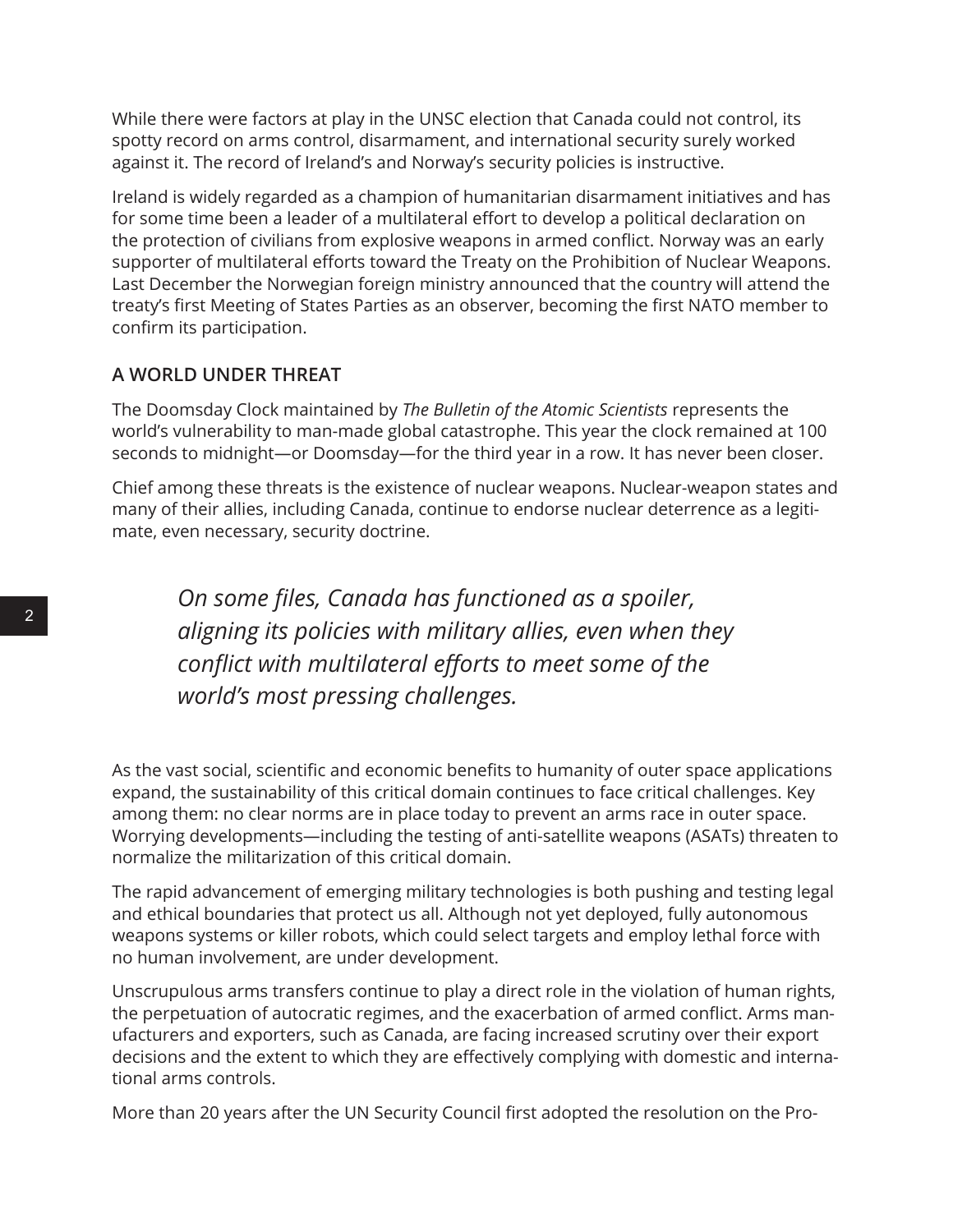While there were factors at play in the UNSC election that Canada could not control, its spotty record on arms control, disarmament, and international security surely worked against it. The record of Ireland's and Norway's security policies is instructive.

Ireland is widely regarded as a champion of humanitarian disarmament initiatives and has for some time been a leader of a multilateral effort to develop a political declaration on the protection of civilians from explosive weapons in armed conflict. Norway was an early supporter of multilateral efforts toward the Treaty on the Prohibition of Nuclear Weapons. Last December the Norwegian foreign ministry announced that the country will attend the treaty's first Meeting of States Parties as an observer, becoming the first NATO member to confirm its participation.

## A WORLD UNDER THREAT

The Doomsday Clock maintained by *The Bulletin of the Atomic Scientists* represents the world's vulnerability to man-made global catastrophe. This year the clock remained at 100 seconds to midnight—or Doomsday—for the third year in a row. It has never been closer.

Chief among these threats is the existence of nuclear weapons. Nuclear-weapon states and many of their allies, including Canada, continue to endorse nuclear deterrence as a legitimate, even necessary, security doctrine.

> *On some files, Canada has functioned as a spoiler, aligning its policies with military allies, even when they conflict with multilateral efforts to meet some of the world's most pressing challenges.*

As the vast social, scientific and economic benefits to humanity of outer space applications expand, the sustainability of this critical domain continues to face critical challenges. Key among them: no clear norms are in place today to prevent an arms race in outer space. Worrying developments—including the testing of anti-satellite weapons (ASATs) threaten to normalize the militarization of this critical domain.

The rapid advancement of emerging military technologies is both pushing and testing legal and ethical boundaries that protect us all. Although not yet deployed, fully autonomous weapons systems or killer robots, which could select targets and employ lethal force with no human involvement, are under development.

Unscrupulous arms transfers continue to play a direct role in the violation of human rights, the perpetuation of autocratic regimes, and the exacerbation of armed conflict. Arms manufacturers and exporters, such as Canada, are facing increased scrutiny over their export decisions and the extent to which they are effectively complying with domestic and international arms controls.

More than 20 years after the UN Security Council first adopted the resolution on the Pro-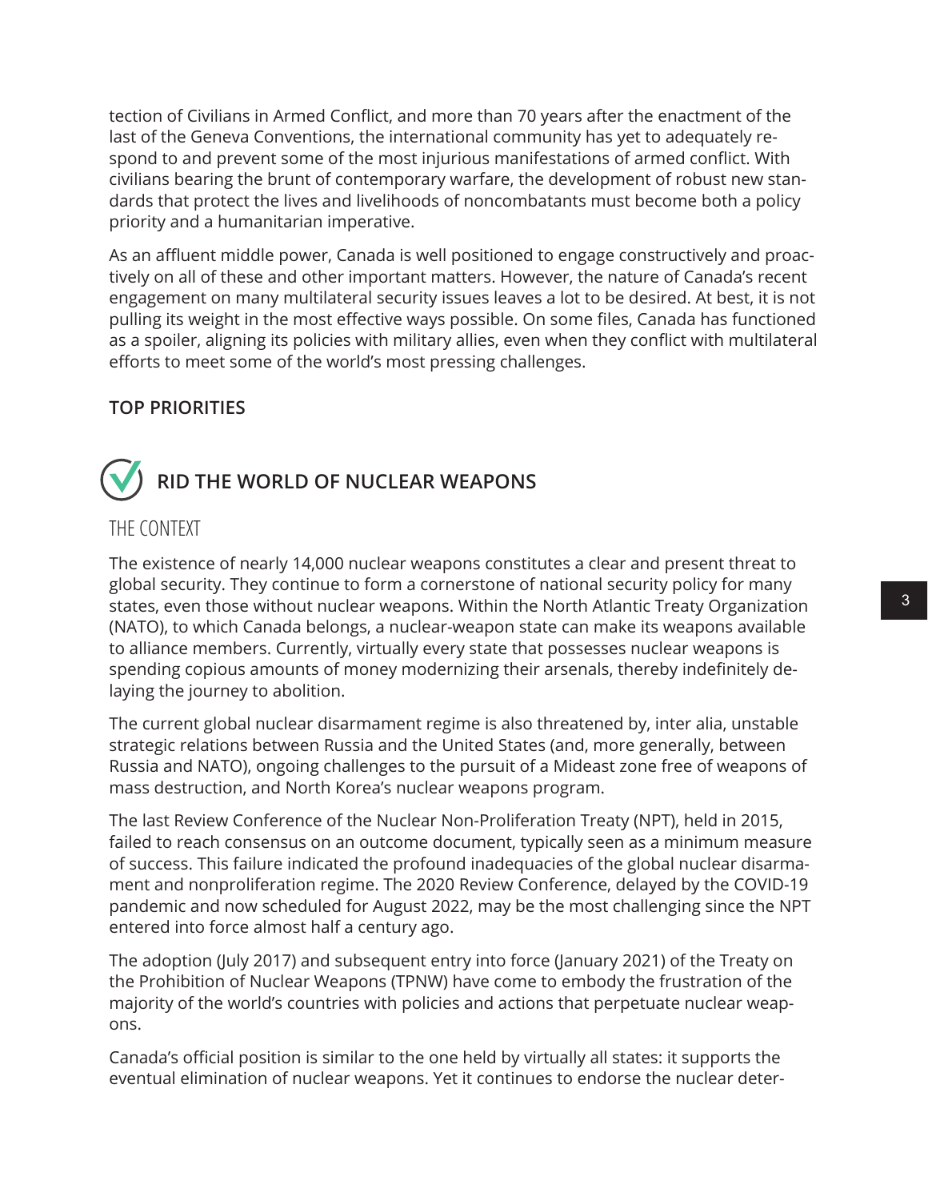tection of Civilians in Armed Conflict, and more than 70 years after the enactment of the last of the Geneva Conventions, the international community has yet to adequately respond to and prevent some of the most injurious manifestations of armed conflict. With civilians bearing the brunt of contemporary warfare, the development of robust new standards that protect the lives and livelihoods of noncombatants must become both a policy priority and a humanitarian imperative.

As an affluent middle power, Canada is well positioned to engage constructively and proactively on all of these and other important matters. However, the nature of Canada's recent engagement on many multilateral security issues leaves a lot to be desired. At best, it is not pulling its weight in the most effective ways possible. On some files, Canada has functioned as a spoiler, aligning its policies with military allies, even when they conflict with multilateral efforts to meet some of the world's most pressing challenges.

**TOP PRIORITIES**

## RID THE WORLD OF NUCLEAR WEAPONS

### THE CONTEXT

The existence of nearly 14,000 nuclear weapons constitutes a clear and present threat to global security. They continue to form a cornerstone of national security policy for many states, even those without nuclear weapons. Within the North Atlantic Treaty Organization (NATO), to which Canada belongs, a nuclear-weapon state can make its weapons available to alliance members. Currently, virtually every state that possesses nuclear weapons is spending copious amounts of money modernizing their arsenals, thereby indefinitely delaying the journey to abolition.

The current global nuclear disarmament regime is also threatened by, inter alia, unstable strategic relations between Russia and the United States (and, more generally, between Russia and NATO), ongoing challenges to the pursuit of a Mideast zone free of weapons of mass destruction, and North Korea's nuclear weapons program.

The last Review Conference of the Nuclear Non-Proliferation Treaty (NPT), held in 2015, failed to reach consensus on an outcome document, typically seen as a minimum measure of success. This failure indicated the profound inadequacies of the global nuclear disarmament and nonproliferation regime. The 2020 Review Conference, delayed by the COVID-19 pandemic and now scheduled for August 2022, may be the most challenging since the NPT entered into force almost half a century ago.

The adoption (July 2017) and subsequent entry into force (January 2021) of the Treaty on the Prohibition of Nuclear Weapons (TPNW) have come to embody the frustration of the majority of the world's countries with policies and actions that perpetuate nuclear weapons.

Canada's official position is similar to the one held by virtually all states: it supports the eventual elimination of nuclear weapons. Yet it continues to endorse the nuclear deter-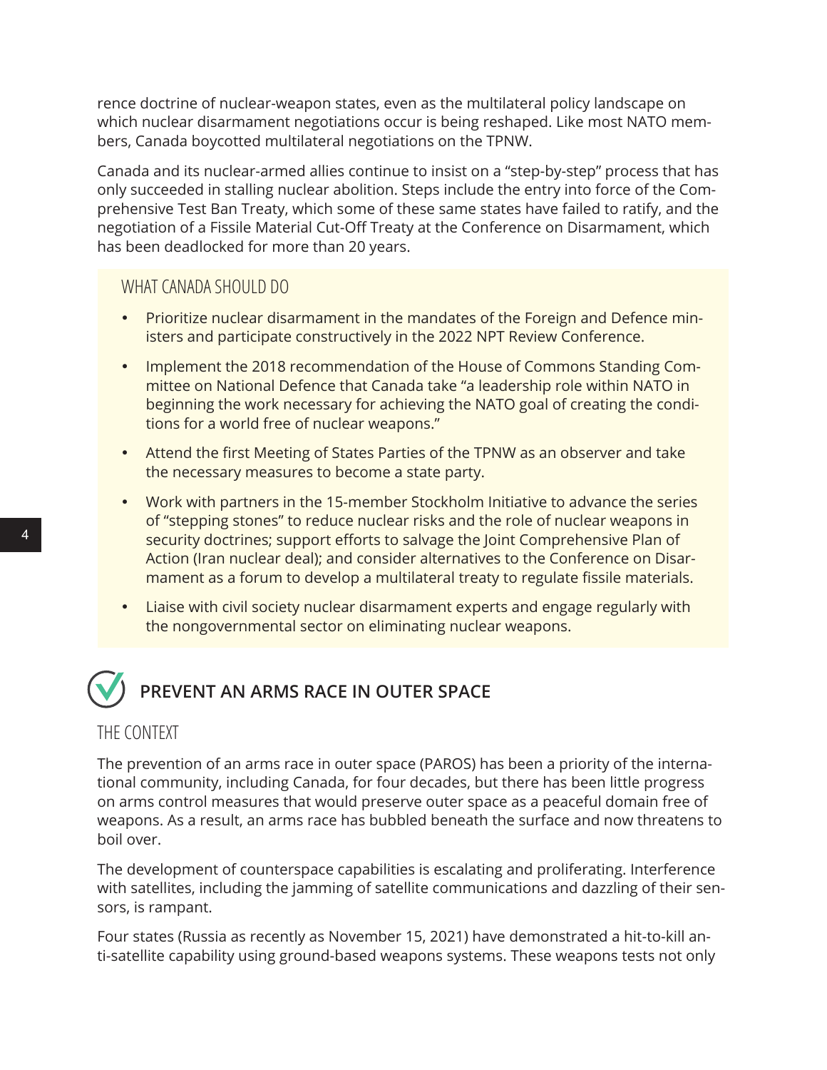rence doctrine of nuclear-weapon states, even as the multilateral policy landscape on which nuclear disarmament negotiations occur is being reshaped. Like most NATO members, Canada boycotted multilateral negotiations on the TPNW.

Canada and its nuclear-armed allies continue to insist on a "step-by-step" process that has only succeeded in stalling nuclear abolition. Steps include the entry into force of the Comprehensive Test Ban Treaty, which some of these same states have failed to ratify, and the negotiation of a Fissile Material Cut-Off Treaty at the Conference on Disarmament, which has been deadlocked for more than 20 years.

### WHAT CANADA SHOULD DO

- Prioritize nuclear disarmament in the mandates of the Foreign and Defence ministers and participate constructively in the 2022 NPT Review Conference.
- Implement the 2018 recommendation of the House of Commons Standing Committee on National Defence that Canada take "a leadership role within NATO in beginning the work necessary for achieving the NATO goal of creating the conditions for a world free of nuclear weapons."
- Attend the first Meeting of States Parties of the TPNW as an observer and take the necessary measures to become a state party.
- Work with partners in the 15-member Stockholm Initiative to advance the series of "stepping stones" to reduce nuclear risks and the role of nuclear weapons in security doctrines; support efforts to salvage the Joint Comprehensive Plan of Action (Iran nuclear deal); and consider alternatives to the Conference on Disarmament as a forum to develop a multilateral treaty to regulate fissile materials.
- Liaise with civil society nuclear disarmament experts and engage regularly with the nongovernmental sector on eliminating nuclear weapons.

## PREVENT AN ARMS RACE IN OUTER SPACE

### THE CONTEXT

The prevention of an arms race in outer space (PAROS) has been a priority of the international community, including Canada, for four decades, but there has been little progress on arms control measures that would preserve outer space as a peaceful domain free of weapons. As a result, an arms race has bubbled beneath the surface and now threatens to boil over.

The development of counterspace capabilities is escalating and proliferating. Interference with satellites, including the jamming of satellite communications and dazzling of their sensors, is rampant.

Four states (Russia as recently as November 15, 2021) have demonstrated a hit-to-kill anti-satellite capability using ground-based weapons systems. These weapons tests not only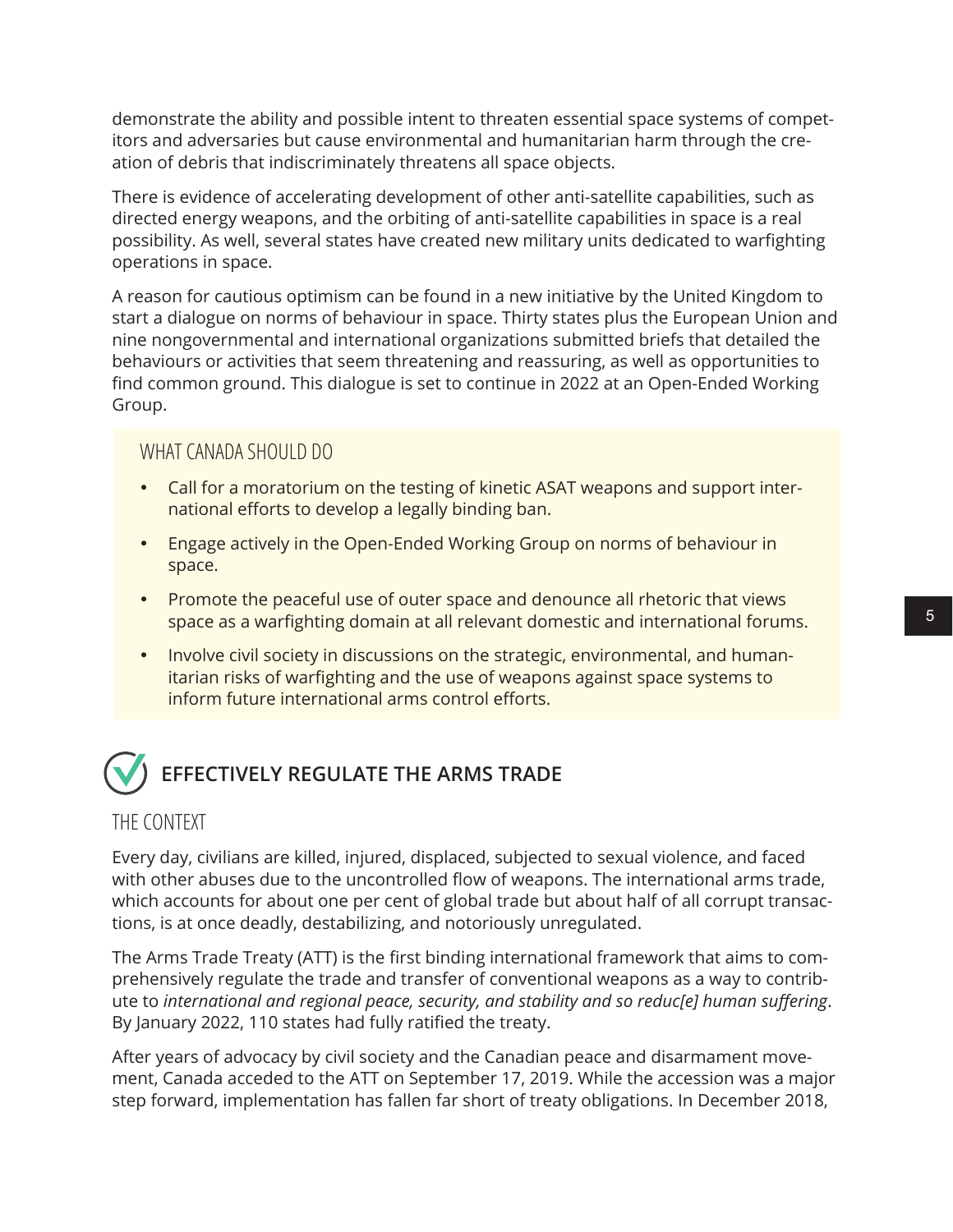demonstrate the ability and possible intent to threaten essential space systems of competitors and adversaries but cause environmental and humanitarian harm through the creation of debris that indiscriminately threatens all space objects.

There is evidence of accelerating development of other anti-satellite capabilities, such as directed energy weapons, and the orbiting of anti-satellite capabilities in space is a real possibility. As well, several states have created new military units dedicated to warfighting operations in space.

A reason for cautious optimism can be found in a new initiative by the United Kingdom to start a dialogue on norms of behaviour in space. Thirty states plus the European Union and nine nongovernmental and international organizations submitted briefs that detailed the behaviours or activities that seem threatening and reassuring, as well as opportunities to find common ground. This dialogue is set to continue in 2022 at an Open-Ended Working Group.

### WHAT CANADA SHOULD DO

- Call for a moratorium on the testing of kinetic ASAT weapons and support international efforts to develop a legally binding ban.
- Engage actively in the Open-Ended Working Group on norms of behaviour in space.
- Promote the peaceful use of outer space and denounce all rhetoric that views space as a warfighting domain at all relevant domestic and international forums.
- Involve civil society in discussions on the strategic, environmental, and humanitarian risks of warfighting and the use of weapons against space systems to inform future international arms control efforts.

## EFFECTIVELY REGULATE THE ARMS TRADE

### THE CONTEXT

Every day, civilians are killed, injured, displaced, subjected to sexual violence, and faced with other abuses due to the uncontrolled flow of weapons. The international arms trade, which accounts for about one per cent of global trade but about half of all corrupt transactions, is at once deadly, destabilizing, and notoriously unregulated.

The Arms Trade Treaty (ATT) is the first binding international framework that aims to comprehensively regulate the trade and transfer of conventional weapons as a way to contribute to *international and regional peace, security, and stability and so reduc[e] human suffering*. By January 2022, 110 states had fully ratified the treaty.

After years of advocacy by civil society and the Canadian peace and disarmament movement, Canada acceded to the ATT on September 17, 2019. While the accession was a major step forward, implementation has fallen far short of treaty obligations. In December 2018,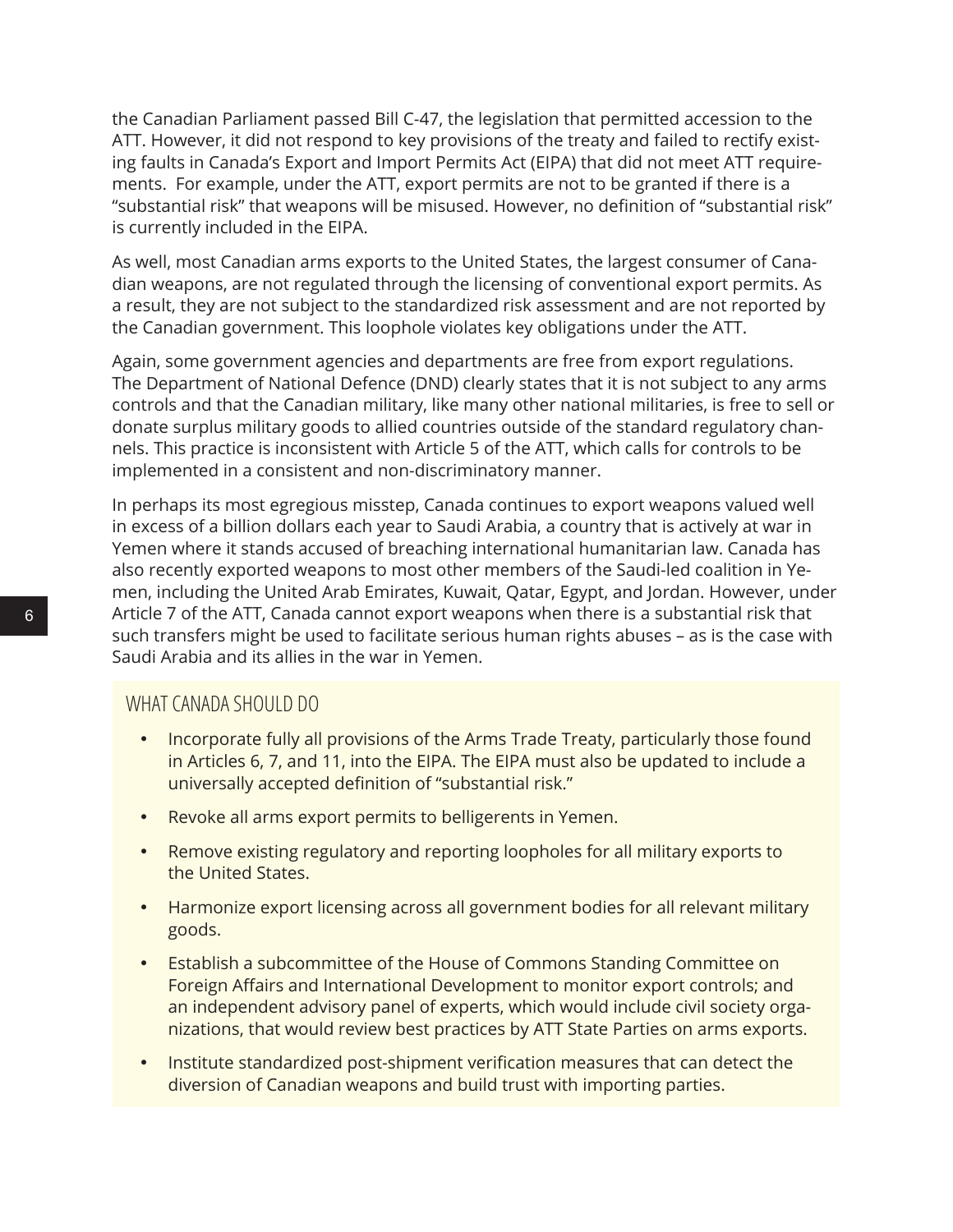the Canadian Parliament passed Bill C-47, the legislation that permitted accession to the ATT. However, it did not respond to key provisions of the treaty and failed to rectify existing faults in Canada's Export and Import Permits Act (EIPA) that did not meet ATT requirements. For example, under the ATT, export permits are not to be granted if there is a "substantial risk" that weapons will be misused. However, no definition of "substantial risk" is currently included in the EIPA.

As well, most Canadian arms exports to the United States, the largest consumer of Canadian weapons, are not regulated through the licensing of conventional export permits. As a result, they are not subject to the standardized risk assessment and are not reported by the Canadian government. This loophole violates key obligations under the ATT.

Again, some government agencies and departments are free from export regulations. The Department of National Defence (DND) clearly states that it is not subject to any arms controls and that the Canadian military, like many other national militaries, is free to sell or donate surplus military goods to allied countries outside of the standard regulatory channels. This practice is inconsistent with Article 5 of the ATT, which calls for controls to be implemented in a consistent and non-discriminatory manner.

In perhaps its most egregious misstep, Canada continues to export weapons valued well in excess of a billion dollars each year to Saudi Arabia, a country that is actively at war in Yemen where it stands accused of breaching international humanitarian law. Canada has also recently exported weapons to most other members of the Saudi-led coalition in Yemen, including the United Arab Emirates, Kuwait, Qatar, Egypt, and Jordan. However, under Article 7 of the ATT, Canada cannot export weapons when there is a substantial risk that such transfers might be used to facilitate serious human rights abuses – as is the case with Saudi Arabia and its allies in the war in Yemen.

## WHAT CANADA SHOULD DO

- Incorporate fully all provisions of the Arms Trade Treaty, particularly those found in Articles 6, 7, and 11, into the EIPA. The EIPA must also be updated to include a universally accepted definition of "substantial risk."
- Revoke all arms export permits to belligerents in Yemen.
- Remove existing regulatory and reporting loopholes for all military exports to the United States.
- Harmonize export licensing across all government bodies for all relevant military goods.
- Establish a subcommittee of the House of Commons Standing Committee on Foreign Affairs and International Development to monitor export controls; and an independent advisory panel of experts, which would include civil society organizations, that would review best practices by ATT State Parties on arms exports.
- Institute standardized post-shipment verification measures that can detect the diversion of Canadian weapons and build trust with importing parties.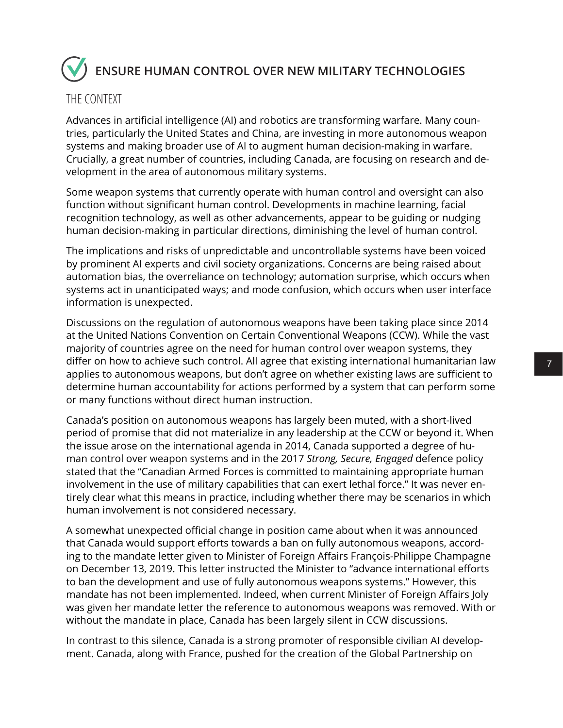## ENSURE HUMAN CONTROL OVER NEW MILITARY TECHNOLOGIES

### THE CONTEXT

Advances in artificial intelligence (AI) and robotics are transforming warfare. Many countries, particularly the United States and China, are investing in more autonomous weapon systems and making broader use of AI to augment human decision-making in warfare. Crucially, a great number of countries, including Canada, are focusing on research and development in the area of autonomous military systems.

Some weapon systems that currently operate with human control and oversight can also function without significant human control. Developments in machine learning, facial recognition technology, as well as other advancements, appear to be guiding or nudging human decision-making in particular directions, diminishing the level of human control.

The implications and risks of unpredictable and uncontrollable systems have been voiced by prominent AI experts and civil society organizations. Concerns are being raised about automation bias, the overreliance on technology; automation surprise, which occurs when systems act in unanticipated ways; and mode confusion, which occurs when user interface information is unexpected.

Discussions on the regulation of autonomous weapons have been taking place since 2014 at the United Nations Convention on Certain Conventional Weapons (CCW). While the vast majority of countries agree on the need for human control over weapon systems, they differ on how to achieve such control. All agree that existing international humanitarian law applies to autonomous weapons, but don't agree on whether existing laws are sufficient to determine human accountability for actions performed by a system that can perform some or many functions without direct human instruction.

Canada's position on autonomous weapons has largely been muted, with a short-lived period of promise that did not materialize in any leadership at the CCW or beyond it. When the issue arose on the international agenda in 2014, Canada supported a degree of human control over weapon systems and in the 2017 *Strong, Secure, Engaged* defence policy stated that the "Canadian Armed Forces is committed to maintaining appropriate human involvement in the use of military capabilities that can exert lethal force." It was never entirely clear what this means in practice, including whether there may be scenarios in which human involvement is not considered necessary.

A somewhat unexpected official change in position came about when it was announced that Canada would support efforts towards a ban on fully autonomous weapons, according to the mandate letter given to Minister of Foreign Affairs François-Philippe Champagne on December 13, 2019. This letter instructed the Minister to "advance international efforts to ban the development and use of fully autonomous weapons systems." However, this mandate has not been implemented. Indeed, when current Minister of Foreign Affairs Joly was given her mandate letter the reference to autonomous weapons was removed. With or without the mandate in place, Canada has been largely silent in CCW discussions.

In contrast to this silence, Canada is a strong promoter of responsible civilian AI development. Canada, along with France, pushed for the creation of the Global Partnership on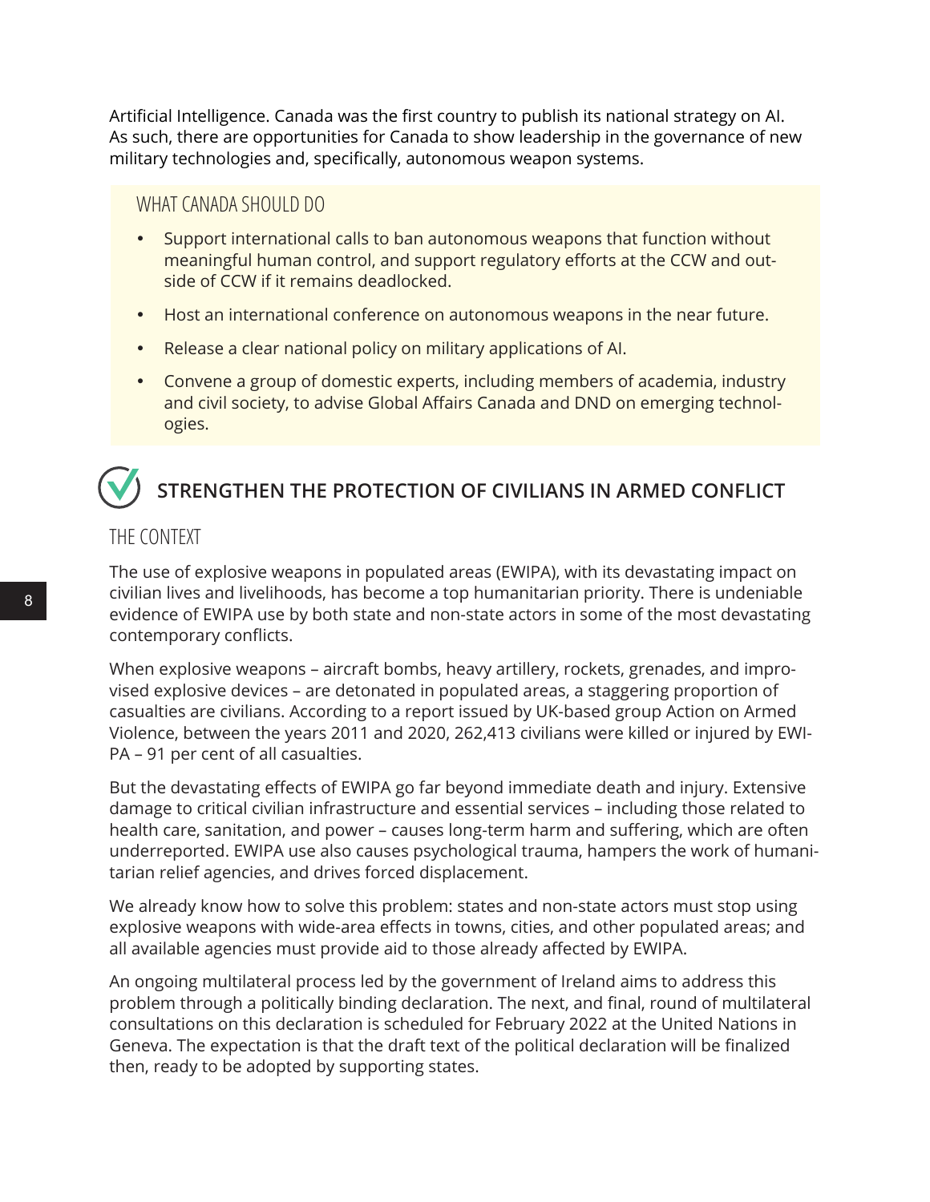Artificial Intelligence. Canada was the first country to publish its national strategy on AI. As such, there are opportunities for Canada to show leadership in the governance of new military technologies and, specifically, autonomous weapon systems.

### WHAT CANADA SHOULD DO

- Support international calls to ban autonomous weapons that function without meaningful human control, and support regulatory efforts at the CCW and outside of CCW if it remains deadlocked.
- Host an international conference on autonomous weapons in the near future.
- Release a clear national policy on military applications of AI.
- Convene a group of domestic experts, including members of academia, industry and civil society, to advise Global Affairs Canada and DND on emerging technologies.

## STRENGTHEN THE PROTECTION OF CIVILIANS IN ARMED CONFLICT

### THE CONTEXT

The use of explosive weapons in populated areas (EWIPA), with its devastating impact on civilian lives and livelihoods, has become a top humanitarian priority. There is undeniable evidence of EWIPA use by both state and non-state actors in some of the most devastating contemporary conflicts.

When explosive weapons – aircraft bombs, heavy artillery, rockets, grenades, and improvised explosive devices – are detonated in populated areas, a staggering proportion of casualties are civilians. According to a report issued by UK-based group Action on Armed Violence, between the years 2011 and 2020, 262,413 civilians were killed or injured by EWIPA – 91 per cent of all casualties.

But the devastating effects of EWIPA go far beyond immediate death and injury. Extensive damage to critical civilian infrastructure and essential services – including those related to health care, sanitation, and power – causes long-term harm and suffering, which are often underreported. EWIPA use also causes psychological trauma, hampers the work of humanitarian relief agencies, and drives forced displacement.

We already know how to solve this problem: states and non-state actors must stop using explosive weapons with wide-area effects in towns, cities, and other populated areas; and all available agencies must provide aid to those already affected by EWIPA.

An ongoing multilateral process led by the government of Ireland aims to address this problem through a politically binding declaration. The next, and final, round of multilateral consultations on this declaration is scheduled for February 2022 at the United Nations in Geneva. The expectation is that the draft text of the political declaration will be finalized then, ready to be adopted by supporting states.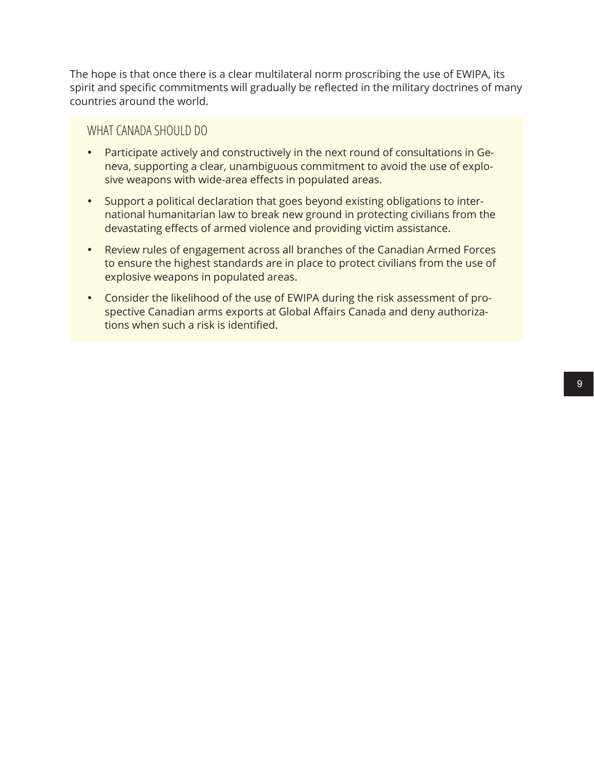The hope is that once there is a clear multilateral norm proscribing the use of EWIPA, its spirit and specific commitments will gradually be reflected in the military doctrines of many countries around the world.

## WHAT CANADA SHOULD DO

- Participate actively and constructively in the next round of consultations in Geneva, supporting a clear, unambiguous commitment to avoid the use of explosive weapons with wide-area effects in populated areas.
- Support a political declaration that goes beyond existing obligations to international humanitarian law to break new ground in protecting civilians from the devastating effects of armed violence and providing victim assistance.
- Review rules of engagement across all branches of the Canadian Armed Forces to ensure the highest standards are in place to protect civilians from the use of explosive weapons in populated areas.
- Consider the likelihood of the use of EWIPA during the risk assessment of prospective Canadian arms exports at Global Affairs Canada and deny authorizations when such a risk is identified.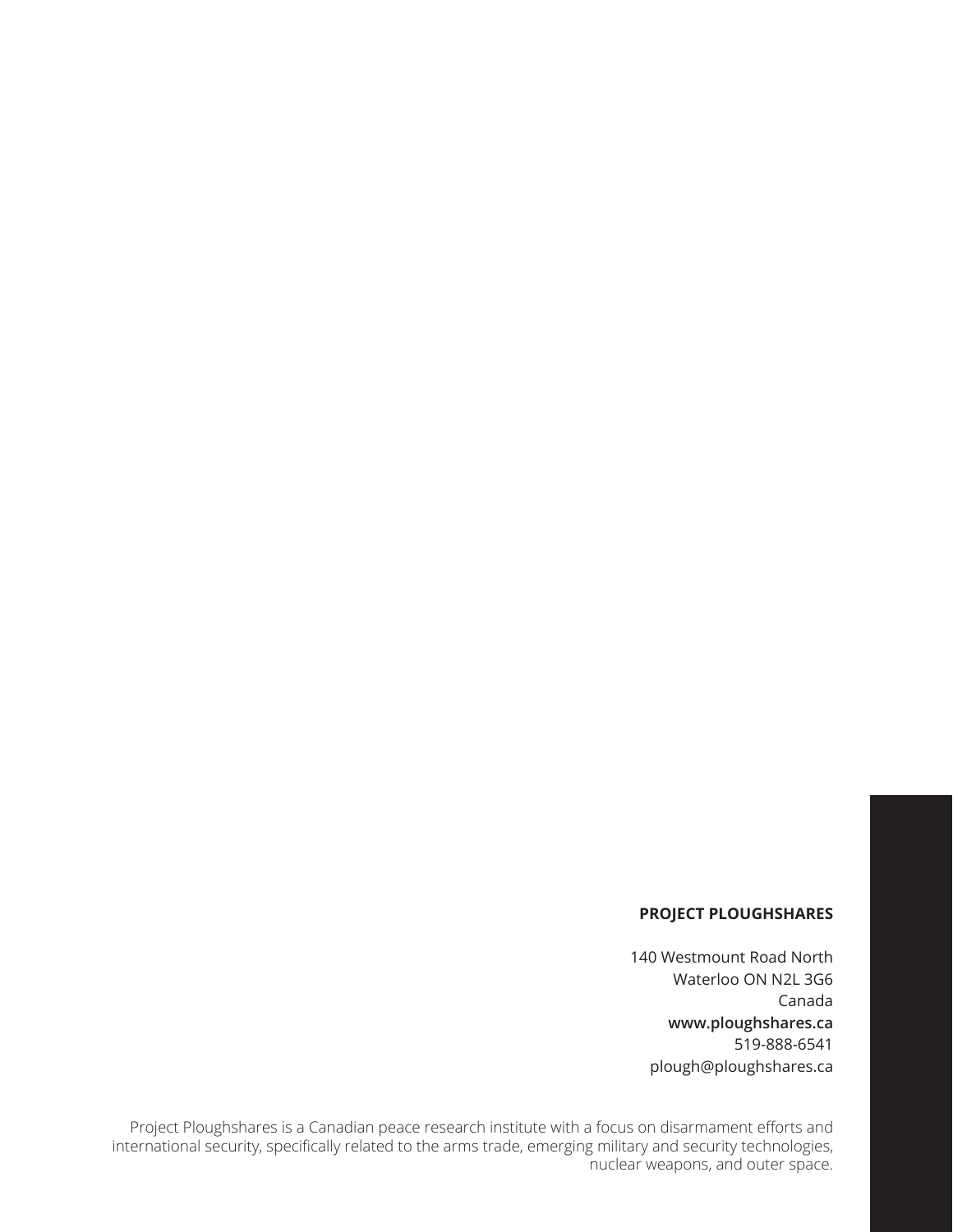**PROJECT PLOUGHSHARES**

140 Westmount Road North
Waterloo ON N2L 3G6
Canada
**www.ploughshares.ca**
519-888-6541
plough@ploughshares.ca

Project Ploughshares is a Canadian peace research institute with a focus on disarmament efforts and international security, specifically related to the arms trade, emerging military and security technologies, nuclear weapons, and outer space.